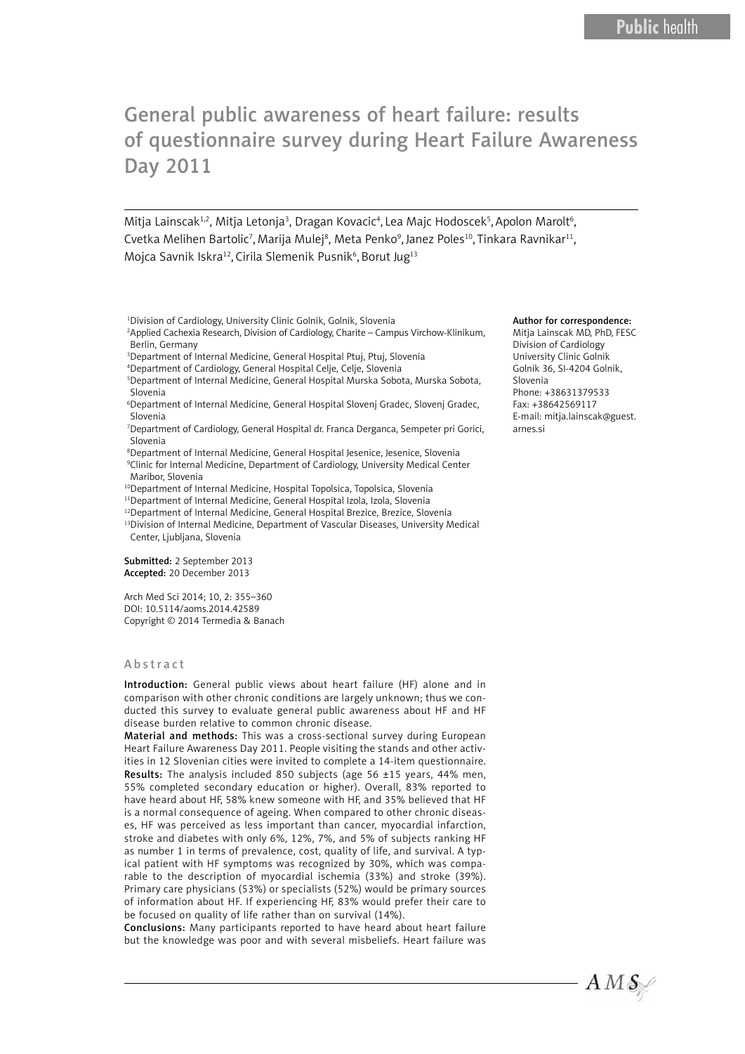# General public awareness of heart failure: results of questionnaire survey during Heart Failure Awareness Day 2011

Mitja Lainscak[1,2], Mitja Letonja[3], Dragan Kovacic[4], Lea Majc Hodoscek[5], Apolon Marolt[6], Cvetka Melihen Bartolic[7], Marija Mulej[8], Meta Penko[9], Janez Poles[10], Tinkara Ravnikar[11], Mojca Savnik Iskra[12], Cirila Slemenik Pusnik[6], Borut Jug[13]

[1]Division of Cardiology, University Clinic Golnik, Golnik, Slovenia
[2]Applied Cachexia Research, Division of Cardiology, Charite – Campus Virchow-Klinikum, Berlin, Germany
[3]Department of Internal Medicine, General Hospital Ptuj, Ptuj, Slovenia
[4]Department of Cardiology, General Hospital Celje, Celje, Slovenia
[5]Department of Internal Medicine, General Hospital Murska Sobota, Murska Sobota, Slovenia
[6]Department of Internal Medicine, General Hospital Slovenj Gradec, Slovenj Gradec, Slovenia
[7]Department of Cardiology, General Hospital dr. Franca Derganca, Sempeter pri Gorici, Slovenia
[8]Department of Internal Medicine, General Hospital Jesenice, Jesenice, Slovenia
[9]Clinic for Internal Medicine, Department of Cardiology, University Medical Center Maribor, Slovenia
[10]Department of Internal Medicine, Hospital Topolsica, Topolsica, Slovenia
[11]Department of Internal Medicine, General Hospital Izola, Izola, Slovenia
[12]Department of Internal Medicine, General Hospital Brezice, Brezice, Slovenia
[13]Division of Internal Medicine, Department of Vascular Diseases, University Medical Center, Ljubljana, Slovenia

**Author for correspondence:**
Mitja Lainscak MD, PhD, FESC
Division of Cardiology
University Clinic Golnik
Golnik 36, SI-4204 Golnik, Slovenia
Phone: +38631379533
Fax: +38642569117
E-mail: mitja.lainscak@guest.arnes.si

**Submitted:** 2 September 2013
**Accepted:** 20 December 2013

Arch Med Sci 2014; 10, 2: 355–360
DOI: 10.5114/aoms.2014.42589
Copyright © 2014 Termedia & Banach

## Abstract

**Introduction:** General public views about heart failure (HF) alone and in comparison with other chronic conditions are largely unknown; thus we conducted this survey to evaluate general public awareness about HF and HF disease burden relative to common chronic disease.

**Material and methods:** This was a cross-sectional survey during European Heart Failure Awareness Day 2011. People visiting the stands and other activities in 12 Slovenian cities were invited to complete a 14-item questionnaire.

**Results:** The analysis included 850 subjects (age 56 ±15 years, 44% men, 55% completed secondary education or higher). Overall, 83% reported to have heard about HF, 58% knew someone with HF, and 35% believed that HF is a normal consequence of ageing. When compared to other chronic diseases, HF was perceived as less important than cancer, myocardial infarction, stroke and diabetes with only 6%, 12%, 7%, and 5% of subjects ranking HF as number 1 in terms of prevalence, cost, quality of life, and survival. A typical patient with HF symptoms was recognized by 30%, which was comparable to the description of myocardial ischemia (33%) and stroke (39%). Primary care physicians (53%) or specialists (52%) would be primary sources of information about HF. If experiencing HF, 83% would prefer their care to be focused on quality of life rather than on survival (14%).

**Conclusions:** Many participants reported to have heard about heart failure but the knowledge was poor and with several misbeliefs. Heart failure was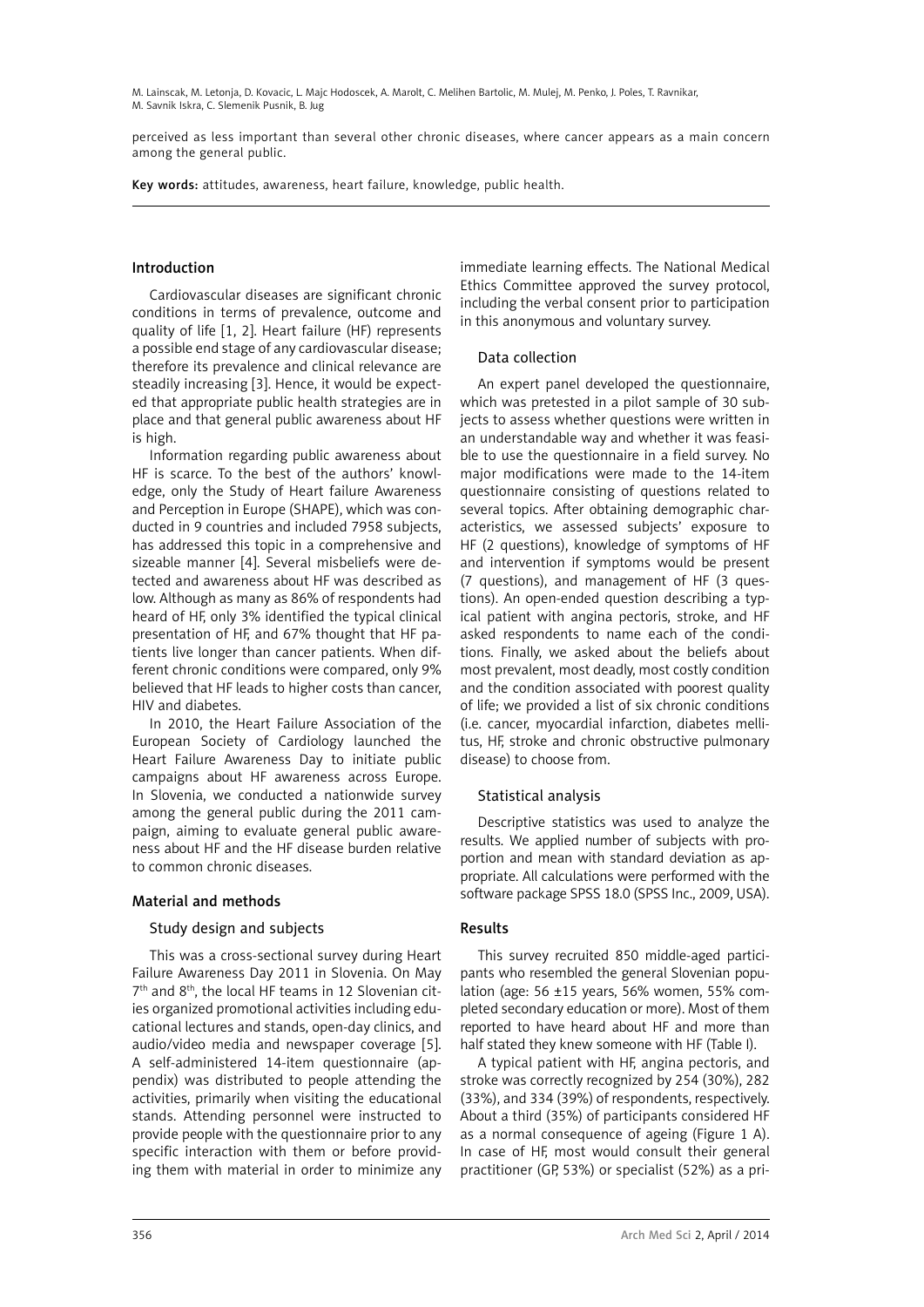perceived as less important than several other chronic diseases, where cancer appears as a main concern among the general public.

**Key words:** attitudes, awareness, heart failure, knowledge, public health.

## Introduction

Cardiovascular diseases are significant chronic conditions in terms of prevalence, outcome and quality of life [1, 2]. Heart failure (HF) represents a possible end stage of any cardiovascular disease; therefore its prevalence and clinical relevance are steadily increasing [3]. Hence, it would be expected that appropriate public health strategies are in place and that general public awareness about HF is high.

Information regarding public awareness about HF is scarce. To the best of the authors' knowledge, only the Study of Heart failure Awareness and Perception in Europe (SHAPE), which was conducted in 9 countries and included 7958 subjects, has addressed this topic in a comprehensive and sizeable manner [4]. Several misbeliefs were detected and awareness about HF was described as low. Although as many as 86% of respondents had heard of HF, only 3% identified the typical clinical presentation of HF, and 67% thought that HF patients live longer than cancer patients. When different chronic conditions were compared, only 9% believed that HF leads to higher costs than cancer, HIV and diabetes.

In 2010, the Heart Failure Association of the European Society of Cardiology launched the Heart Failure Awareness Day to initiate public campaigns about HF awareness across Europe. In Slovenia, we conducted a nationwide survey among the general public during the 2011 campaign, aiming to evaluate general public awareness about HF and the HF disease burden relative to common chronic diseases.

## Material and methods

### Study design and subjects

This was a cross-sectional survey during Heart Failure Awareness Day 2011 in Slovenia. On May 7th and 8th, the local HF teams in 12 Slovenian cities organized promotional activities including educational lectures and stands, open-day clinics, and audio/video media and newspaper coverage [5]. A self-administered 14-item questionnaire (appendix) was distributed to people attending the activities, primarily when visiting the educational stands. Attending personnel were instructed to provide people with the questionnaire prior to any specific interaction with them or before providing them with material in order to minimize any immediate learning effects. The National Medical Ethics Committee approved the survey protocol, including the verbal consent prior to participation in this anonymous and voluntary survey.

### Data collection

An expert panel developed the questionnaire, which was pretested in a pilot sample of 30 subjects to assess whether questions were written in an understandable way and whether it was feasible to use the questionnaire in a field survey. No major modifications were made to the 14-item questionnaire consisting of questions related to several topics. After obtaining demographic characteristics, we assessed subjects' exposure to HF (2 questions), knowledge of symptoms of HF and intervention if symptoms would be present (7 questions), and management of HF (3 questions). An open-ended question describing a typical patient with angina pectoris, stroke, and HF asked respondents to name each of the conditions. Finally, we asked about the beliefs about most prevalent, most deadly, most costly condition and the condition associated with poorest quality of life; we provided a list of six chronic conditions (i.e. cancer, myocardial infarction, diabetes mellitus, HF, stroke and chronic obstructive pulmonary disease) to choose from.

### Statistical analysis

Descriptive statistics was used to analyze the results. We applied number of subjects with proportion and mean with standard deviation as appropriate. All calculations were performed with the software package SPSS 18.0 (SPSS Inc., 2009, USA).

## Results

This survey recruited 850 middle-aged participants who resembled the general Slovenian population (age: 56 ±15 years, 56% women, 55% completed secondary education or more). Most of them reported to have heard about HF and more than half stated they knew someone with HF (Table I).

A typical patient with HF, angina pectoris, and stroke was correctly recognized by 254 (30%), 282 (33%), and 334 (39%) of respondents, respectively. About a third (35%) of participants considered HF as a normal consequence of ageing (Figure 1 A). In case of HF, most would consult their general practitioner (GP, 53%) or specialist (52%) as a pri-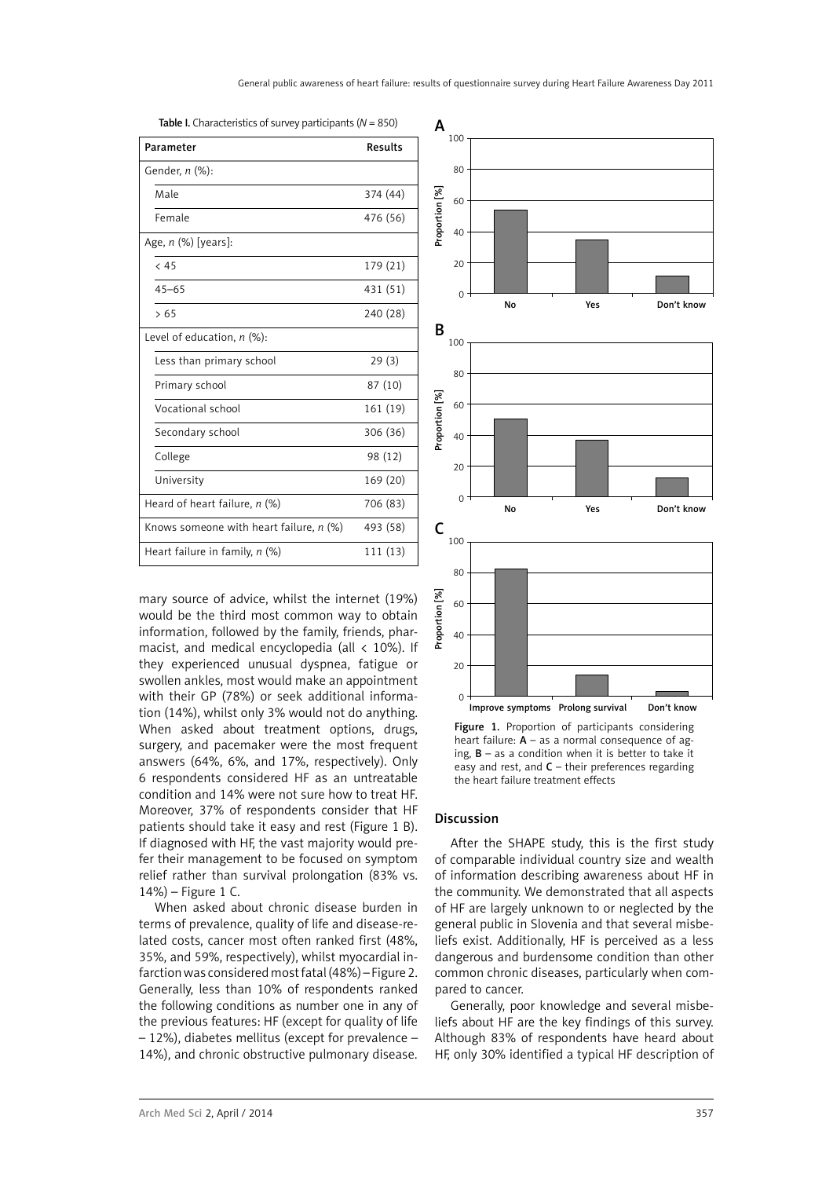**Table I.** Characteristics of survey participants (*N* = 850)

| Parameter | Results |
|---|---|
| Gender, *n* (%): | |
| Male | 374 (44) |
| Female | 476 (56) |
| Age, *n* (%) [years]: | |
| < 45 | 179 (21) |
| 45–65 | 431 (51) |
| > 65 | 240 (28) |
| Level of education, *n* (%): | |
| Less than primary school | 29 (3) |
| Primary school | 87 (10) |
| Vocational school | 161 (19) |
| Secondary school | 306 (36) |
| College | 98 (12) |
| University | 169 (20) |
| Heard of heart failure, *n* (%) | 706 (83) |
| Knows someone with heart failure, *n* (%) | 493 (58) |
| Heart failure in family, *n* (%) | 111 (13) |

mary source of advice, whilst the internet (19%) would be the third most common way to obtain information, followed by the family, friends, pharmacist, and medical encyclopedia (all < 10%). If they experienced unusual dyspnea, fatigue or swollen ankles, most would make an appointment with their GP (78%) or seek additional information (14%), whilst only 3% would not do anything. When asked about treatment options, drugs, surgery, and pacemaker were the most frequent answers (64%, 6%, and 17%, respectively). Only 6 respondents considered HF as an untreatable condition and 14% were not sure how to treat HF. Moreover, 37% of respondents consider that HF patients should take it easy and rest (Figure 1 B). If diagnosed with HF, the vast majority would prefer their management to be focused on symptom relief rather than survival prolongation (83% vs. 14%) – Figure 1 C.

When asked about chronic disease burden in terms of prevalence, quality of life and disease-related costs, cancer most often ranked first (48%, 35%, and 59%, respectively), whilst myocardial infarction was considered most fatal (48%) – Figure 2. Generally, less than 10% of respondents ranked the following conditions as number one in any of the previous features: HF (except for quality of life – 12%), diabetes mellitus (except for prevalence – 14%), and chronic obstructive pulmonary disease.

**Figure 1.** Proportion of participants considering heart failure: **A** – as a normal consequence of aging, **B** – as a condition when it is better to take it easy and rest, and **C** – their preferences regarding the heart failure treatment effects

## Discussion

After the SHAPE study, this is the first study of comparable individual country size and wealth of information describing awareness about HF in the community. We demonstrated that all aspects of HF are largely unknown to or neglected by the general public in Slovenia and that several misbeliefs exist. Additionally, HF is perceived as a less dangerous and burdensome condition than other common chronic diseases, particularly when compared to cancer.

Generally, poor knowledge and several misbeliefs about HF are the key findings of this survey. Although 83% of respondents have heard about HF, only 30% identified a typical HF description of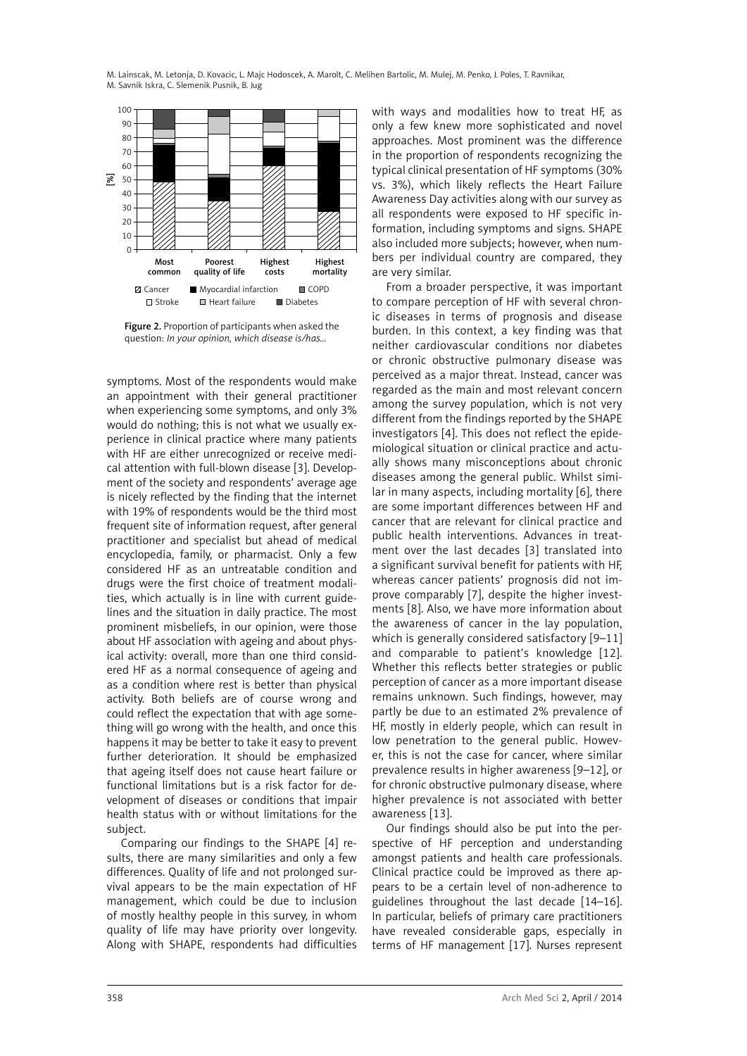100
90
80
70
60
50
40
30
20
10
0

[%]

Most common
Poorest quality of life
Highest costs
Highest mortality

Cancer
Myocardial infarction
COPD
Stroke
Heart failure
Diabetes

**Figure 2.** Proportion of participants when asked the question: *In your opinion, which disease is/has...*

symptoms. Most of the respondents would make an appointment with their general practitioner when experiencing some symptoms, and only 3% would do nothing; this is not what we usually experience in clinical practice where many patients with HF are either unrecognized or receive medical attention with full-blown disease [3]. Development of the society and respondents' average age is nicely reflected by the finding that the internet with 19% of respondents would be the third most frequent site of information request, after general practitioner and specialist but ahead of medical encyclopedia, family, or pharmacist. Only a few considered HF as an untreatable condition and drugs were the first choice of treatment modalities, which actually is in line with current guidelines and the situation in daily practice. The most prominent misbeliefs, in our opinion, were those about HF association with ageing and about physical activity: overall, more than one third considered HF as a normal consequence of ageing and as a condition where rest is better than physical activity. Both beliefs are of course wrong and could reflect the expectation that with age something will go wrong with the health, and once this happens it may be better to take it easy to prevent further deterioration. It should be emphasized that ageing itself does not cause heart failure or functional limitations but is a risk factor for development of diseases or conditions that impair health status with or without limitations for the subject.

Comparing our findings to the SHAPE [4] results, there are many similarities and only a few differences. Quality of life and not prolonged survival appears to be the main expectation of HF management, which could be due to inclusion of mostly healthy people in this survey, in whom quality of life may have priority over longevity. Along with SHAPE, respondents had difficulties with ways and modalities how to treat HF, as only a few knew more sophisticated and novel approaches. Most prominent was the difference in the proportion of respondents recognizing the typical clinical presentation of HF symptoms (30% vs. 3%), which likely reflects the Heart Failure Awareness Day activities along with our survey as all respondents were exposed to HF specific information, including symptoms and signs. SHAPE also included more subjects; however, when numbers per individual country are compared, they are very similar.

From a broader perspective, it was important to compare perception of HF with several chronic diseases in terms of prognosis and disease burden. In this context, a key finding was that neither cardiovascular conditions nor diabetes or chronic obstructive pulmonary disease was perceived as a major threat. Instead, cancer was regarded as the main and most relevant concern among the survey population, which is not very different from the findings reported by the SHAPE investigators [4]. This does not reflect the epidemiological situation or clinical practice and actually shows many misconceptions about chronic diseases among the general public. Whilst similar in many aspects, including mortality [6], there are some important differences between HF and cancer that are relevant for clinical practice and public health interventions. Advances in treatment over the last decades [3] translated into a significant survival benefit for patients with HF, whereas cancer patients' prognosis did not improve comparably [7], despite the higher investments [8]. Also, we have more information about the awareness of cancer in the lay population, which is generally considered satisfactory [9–11] and comparable to patient's knowledge [12]. Whether this reflects better strategies or public perception of cancer as a more important disease remains unknown. Such findings, however, may partly be due to an estimated 2% prevalence of HF, mostly in elderly people, which can result in low penetration to the general public. However, this is not the case for cancer, where similar prevalence results in higher awareness [9–12], or for chronic obstructive pulmonary disease, where higher prevalence is not associated with better awareness [13].

Our findings should also be put into the perspective of HF perception and understanding amongst patients and health care professionals. Clinical practice could be improved as there appears to be a certain level of non-adherence to guidelines throughout the last decade [14–16]. In particular, beliefs of primary care practitioners have revealed considerable gaps, especially in terms of HF management [17]. Nurses represent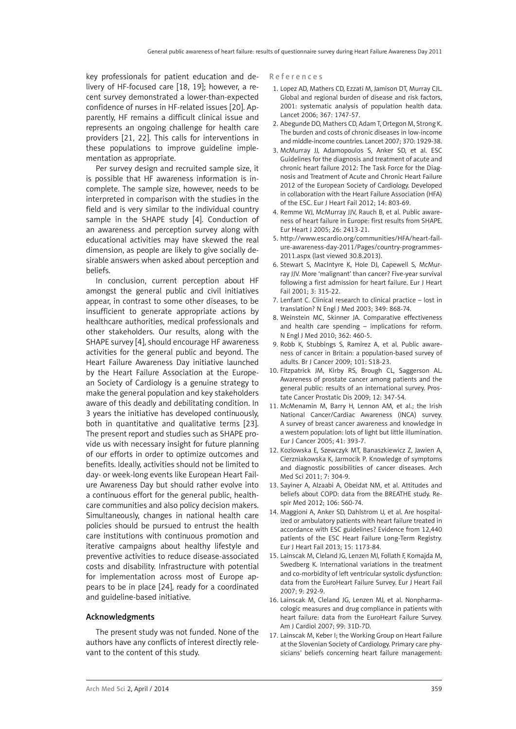key professionals for patient education and delivery of HF-focused care [18, 19]; however, a recent survey demonstrated a lower-than-expected confidence of nurses in HF-related issues [20]. Apparently, HF remains a difficult clinical issue and represents an ongoing challenge for health care providers [21, 22]. This calls for interventions in these populations to improve guideline implementation as appropriate.

Per survey design and recruited sample size, it is possible that HF awareness information is incomplete. The sample size, however, needs to be interpreted in comparison with the studies in the field and is very similar to the individual country sample in the SHAPE study [4]. Conduction of an awareness and perception survey along with educational activities may have skewed the real dimension, as people are likely to give socially desirable answers when asked about perception and beliefs.

In conclusion, current perception about HF amongst the general public and civil initiatives appear, in contrast to some other diseases, to be insufficient to generate appropriate actions by healthcare authorities, medical professionals and other stakeholders. Our results, along with the SHAPE survey [4], should encourage HF awareness activities for the general public and beyond. The Heart Failure Awareness Day initiative launched by the Heart Failure Association at the European Society of Cardiology is a genuine strategy to make the general population and key stakeholders aware of this deadly and debilitating condition. In 3 years the initiative has developed continuously, both in quantitative and qualitative terms [23]. The present report and studies such as SHAPE provide us with necessary insight for future planning of our efforts in order to optimize outcomes and benefits. Ideally, activities should not be limited to day- or week-long events like European Heart Failure Awareness Day but should rather evolve into a continuous effort for the general public, healthcare communities and also policy decision makers. Simultaneously, changes in national health care policies should be pursued to entrust the health care institutions with continuous promotion and iterative campaigns about healthy lifestyle and preventive activities to reduce disease-associated costs and disability. Infrastructure with potential for implementation across most of Europe appears to be in place [24], ready for a coordinated and guideline-based initiative.

## Acknowledgments

The present study was not funded. None of the authors have any conflicts of interest directly relevant to the content of this study.

## References

1. Lopez AD, Mathers CD, Ezzati M, Jamison DT, Murray CJL. Global and regional burden of disease and risk factors, 2001: systematic analysis of population health data. Lancet 2006; 367: 1747-57.
2. Abegunde DO, Mathers CD, Adam T, Ortegon M, Strong K. The burden and costs of chronic diseases in low-income and middle-income countries. Lancet 2007; 370: 1929-38.
3. McMurray JJ, Adamopoulos S, Anker SD, et al. ESC Guidelines for the diagnosis and treatment of acute and chronic heart failure 2012: The Task Force for the Diagnosis and Treatment of Acute and Chronic Heart Failure 2012 of the European Society of Cardiology. Developed in collaboration with the Heart Failure Association (HFA) of the ESC. Eur J Heart Fail 2012; 14: 803-69.
4. Remme WJ, McMurray JJV, Rauch B, et al. Public awareness of heart failure in Europe: first results from SHAPE. Eur Heart J 2005; 26: 2413-21.
5. http://www.escardio.org/communities/HFA/heart-failure-awareness-day-2011/Pages/country-programmes-2011.aspx (last viewed 30.8.2013).
6. Stewart S, MacIntyre K, Hole DJ, Capewell S, McMurray JJV. More 'malignant' than cancer? Five-year survival following a first admission for heart failure. Eur J Heart Fail 2001; 3: 315-22.
7. Lenfant C. Clinical research to clinical practice – lost in translation? N Engl J Med 2003; 349: 868-74.
8. Weinstein MC, Skinner JA. Comparative effectiveness and health care spending – implications for reform. N Engl J Med 2010; 362: 460-5.
9. Robb K, Stubbings S, Ramirez A, et al. Public awareness of cancer in Britain: a population-based survey of adults. Br J Cancer 2009; 101: S18-23.
10. Fitzpatrick JM, Kirby RS, Brough CL, Saggerson AL. Awareness of prostate cancer among patients and the general public: results of an international survey. Prostate Cancer Prostatic Dis 2009; 12: 347-54.
11. McMenamin M, Barry H, Lennon AM, et al.; the Irish National Cancer/Cardiac Awareness (INCA) survey. A survey of breast cancer awareness and knowledge in a western population: lots of light but little illumination. Eur J Cancer 2005; 41: 393-7.
12. Kozlowska E, Szewczyk MT, Banaszkiewicz Z, Jawien A, Cierzniakowska K, Jarmocik P. Knowledge of symptoms and diagnostic possibilities of cancer diseases. Arch Med Sci 2011; 7: 304-9.
13. Sayiner A, Alzaabi A, Obeidat NM, et al. Attitudes and beliefs about COPD: data from the BREATHE study. Respir Med 2012; 106: S60-74.
14. Maggioni A, Anker SD, Dahlstrom U, et al. Are hospitalized or ambulatory patients with heart failure treated in accordance with ESC guidelines? Evidence from 12,440 patients of the ESC Heart Failure Long-Term Registry. Eur J Heart Fail 2013; 15: 1173-84.
15. Lainscak M, Cleland JG, Lenzen MJ, Follath F, Komajda M, Swedberg K. International variations in the treatment and co-morbidity of left ventricular systolic dysfunction: data from the EuroHeart Failure Survey. Eur J Heart Fail 2007; 9: 292-9.
16. Lainscak M, Cleland JG, Lenzen MJ, et al. Nonpharmacologic measures and drug compliance in patients with heart failure: data from the EuroHeart Failure Survey. Am J Cardiol 2007; 99: 31D-7D.
17. Lainscak M, Keber I; the Working Group on Heart Failure at the Slovenian Society of Cardiology. Primary care physicians' beliefs concerning heart failure management: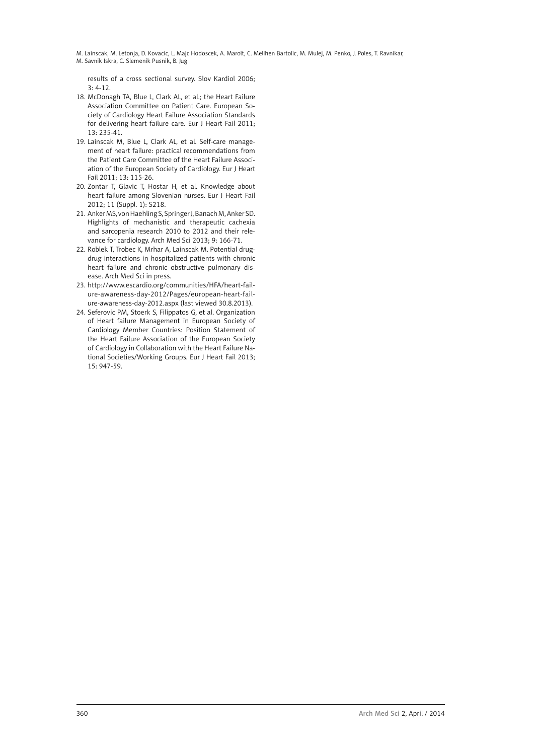results of a cross sectional survey. Slov Kardiol 2006; 3: 4-12.

18. McDonagh TA, Blue L, Clark AL, et al.; the Heart Failure Association Committee on Patient Care. European Society of Cardiology Heart Failure Association Standards for delivering heart failure care. Eur J Heart Fail 2011; 13: 235-41.
19. Lainscak M, Blue L, Clark AL, et al. Self-care management of heart failure: practical recommendations from the Patient Care Committee of the Heart Failure Association of the European Society of Cardiology. Eur J Heart Fail 2011; 13: 115-26.
20. Zontar T, Glavic T, Hostar H, et al. Knowledge about heart failure among Slovenian nurses. Eur J Heart Fail 2012; 11 (Suppl. 1): S218.
21. Anker MS, von Haehling S, Springer J, Banach M, Anker SD. Highlights of mechanistic and therapeutic cachexia and sarcopenia research 2010 to 2012 and their relevance for cardiology. Arch Med Sci 2013; 9: 166-71.
22. Roblek T, Trobec K, Mrhar A, Lainscak M. Potential drug-drug interactions in hospitalized patients with chronic heart failure and chronic obstructive pulmonary disease. Arch Med Sci in press.
23. http://www.escardio.org/communities/HFA/heart-failure-awareness-day-2012/Pages/european-heart-failure-awareness-day-2012.aspx (last viewed 30.8.2013).
24. Seferovic PM, Stoerk S, Filippatos G, et al. Organization of Heart failure Management in European Society of Cardiology Member Countries: Position Statement of the Heart Failure Association of the European Society of Cardiology in Collaboration with the Heart Failure National Societies/Working Groups. Eur J Heart Fail 2013; 15: 947-59.